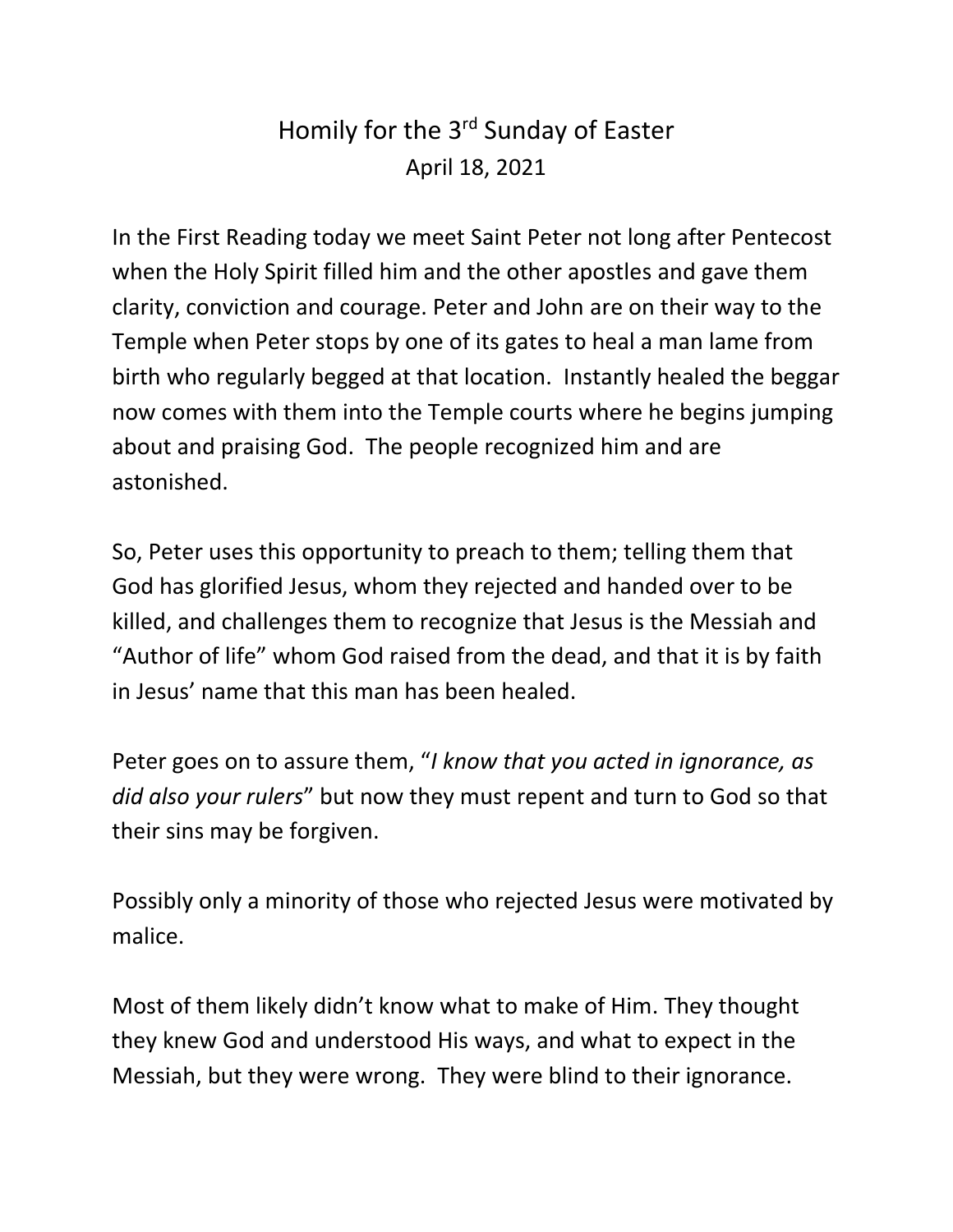# Homily for the 3rd Sunday of Easter

April 18, 2021

In the First Reading today we meet Saint Peter not long after Pentecost when the Holy Spirit filled him and the other apostles and gave them clarity, conviction and courage. Peter and John are on their way to the Temple when Peter stops by one of its gates to heal a man lame from birth who regularly begged at that location. Instantly healed the beggar now comes with them into the Temple courts where he begins jumping about and praising God. The people recognized him and are astonished.

So, Peter uses this opportunity to preach to them; telling them that God has glorified Jesus, whom they rejected and handed over to be killed, and challenges them to recognize that Jesus is the Messiah and "Author of life" whom God raised from the dead, and that it is by faith in Jesus' name that this man has been healed.

Peter goes on to assure them, "*I know that you acted in ignorance, as did also your rulers*" but now they must repent and turn to God so that their sins may be forgiven.

Possibly only a minority of those who rejected Jesus were motivated by malice.

Most of them likely didn't know what to make of Him. They thought they knew God and understood His ways, and what to expect in the Messiah, but they were wrong. They were blind to their ignorance.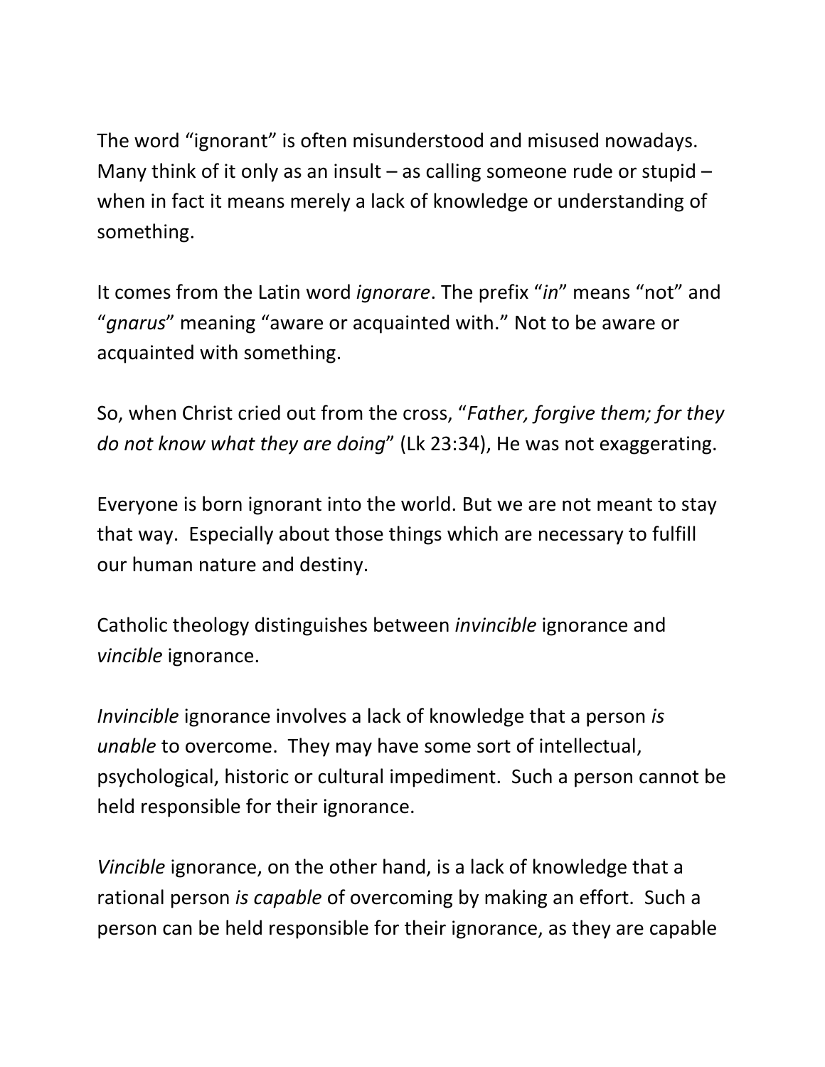The word “ignorant” is often misunderstood and misused nowadays. Many think of it only as an insult – as calling someone rude or stupid – when in fact it means merely a lack of knowledge or understanding of something.

It comes from the Latin word *ignorare*. The prefix “*in*” means “not” and “*gnarus*” meaning “aware or acquainted with.” Not to be aware or acquainted with something.

So, when Christ cried out from the cross, “*Father, forgive them; for they do not know what they are doing*” (Lk 23:34), He was not exaggerating.

Everyone is born ignorant into the world. But we are not meant to stay that way. Especially about those things which are necessary to fulfill our human nature and destiny.

Catholic theology distinguishes between *invincible* ignorance and *vincible* ignorance.

*Invincible* ignorance involves a lack of knowledge that a person *is unable* to overcome. They may have some sort of intellectual, psychological, historic or cultural impediment. Such a person cannot be held responsible for their ignorance.

*Vincible* ignorance, on the other hand, is a lack of knowledge that a rational person *is capable* of overcoming by making an effort. Such a person can be held responsible for their ignorance, as they are capable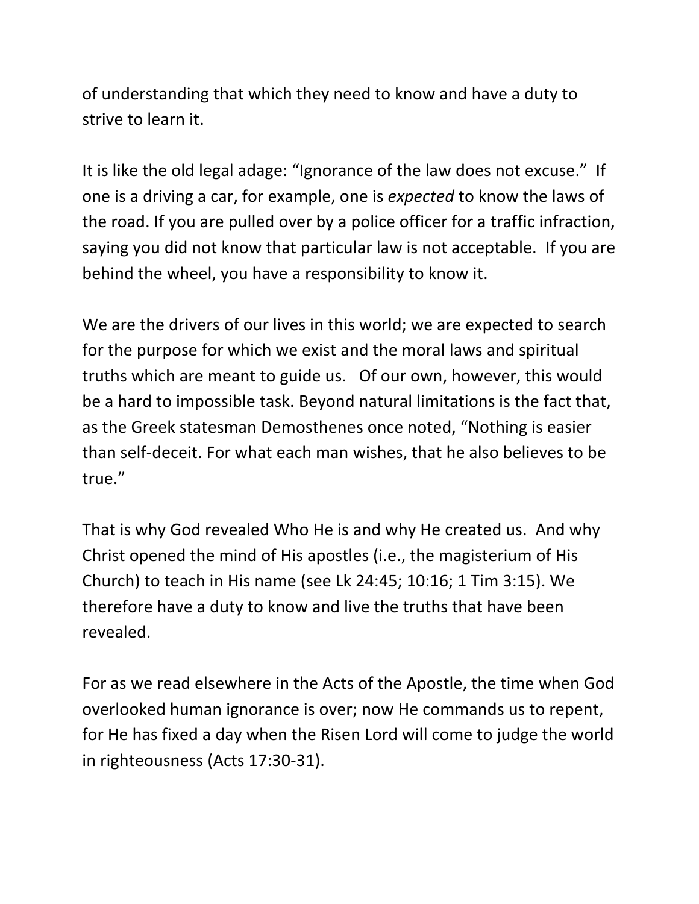of understanding that which they need to know and have a duty to strive to learn it.

It is like the old legal adage: "Ignorance of the law does not excuse." If one is a driving a car, for example, one is *expected* to know the laws of the road. If you are pulled over by a police officer for a traffic infraction, saying you did not know that particular law is not acceptable. If you are behind the wheel, you have a responsibility to know it.

We are the drivers of our lives in this world; we are expected to search for the purpose for which we exist and the moral laws and spiritual truths which are meant to guide us. Of our own, however, this would be a hard to impossible task. Beyond natural limitations is the fact that, as the Greek statesman Demosthenes once noted, "Nothing is easier than self-deceit. For what each man wishes, that he also believes to be true."

That is why God revealed Who He is and why He created us. And why Christ opened the mind of His apostles (i.e., the magisterium of His Church) to teach in His name (see Lk 24:45; 10:16; 1 Tim 3:15). We therefore have a duty to know and live the truths that have been revealed.

For as we read elsewhere in the Acts of the Apostle, the time when God overlooked human ignorance is over; now He commands us to repent, for He has fixed a day when the Risen Lord will come to judge the world in righteousness (Acts 17:30-31).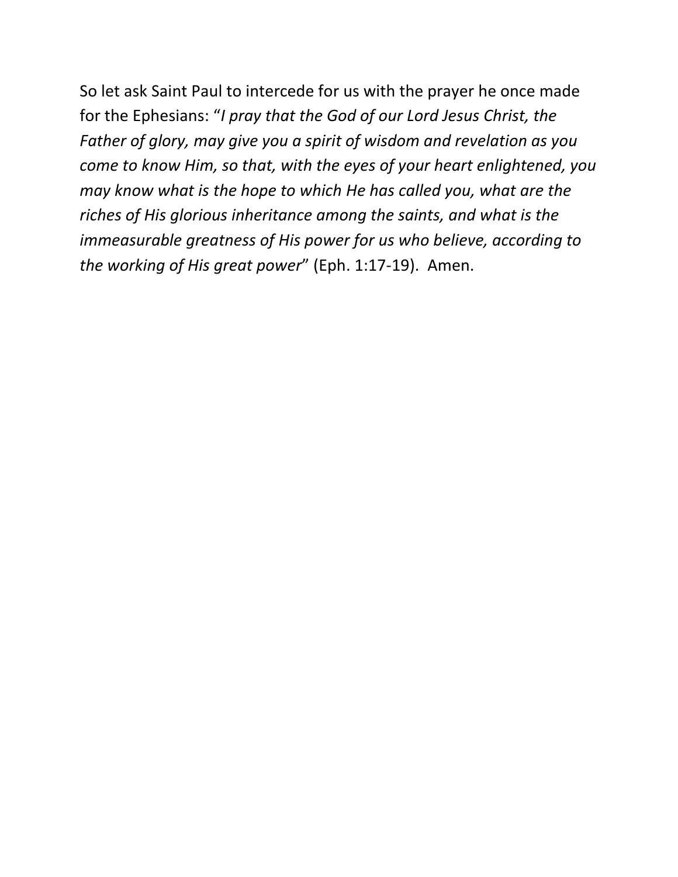So let ask Saint Paul to intercede for us with the prayer he once made for the Ephesians: "*I pray that the God of our Lord Jesus Christ, the Father of glory, may give you a spirit of wisdom and revelation as you come to know Him, so that, with the eyes of your heart enlightened, you may know what is the hope to which He has called you, what are the riches of His glorious inheritance among the saints, and what is the immeasurable greatness of His power for us who believe, according to the working of His great power*" (Eph. 1:17-19). Amen.